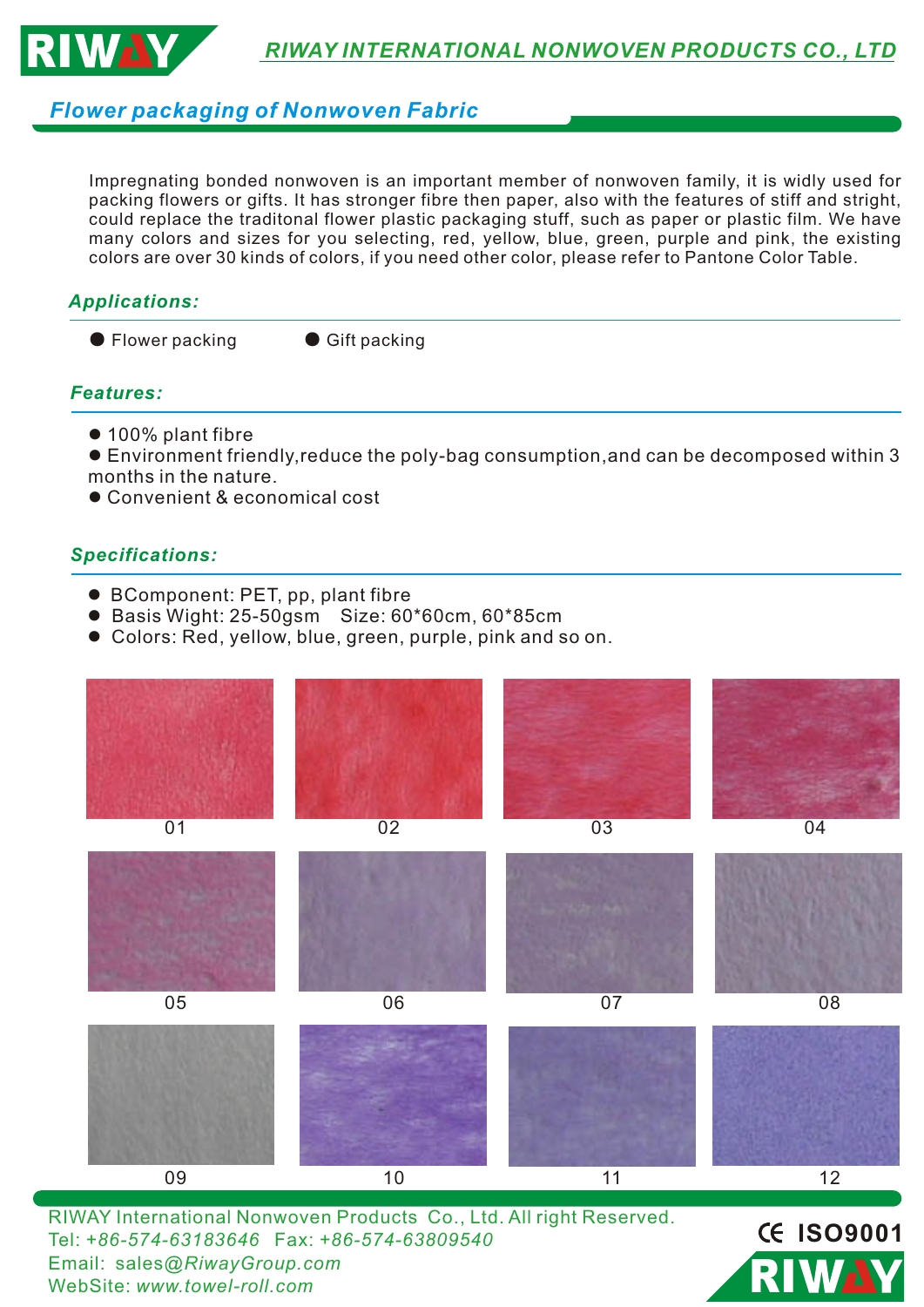RIWAY INTERNATIONAL NONWOVEN PRODUCTS CO., LTD

## Flower packaging of Nonwoven Fabric

Impregnating bonded nonwoven is an important member of nonwoven family, it is widly used for packing flowers or gifts. It has stronger fibre then paper, also with the features of stiff and stright, could replace the traditonal flower plastic packaging stuff, such as paper or plastic film. We have many colors and sizes for you selecting, red, yellow, blue, green, purple and pink, the existing colors are over 30 kinds of colors, if you need other color, please refer to Pantone Color Table.

### Applications:

- Flower packing
- Gift packing

### Features:

- 100% plant fibre
- Environment friendly,reduce the poly-bag consumption,and can be decomposed within 3 months in the nature.
- Convenient & economical cost

### Specifications:

- BComponent: PET, pp, plant fibre
- Basis Wight: 25-50gsm Size: 60*60cm, 60*85cm
- Colors: Red, yellow, blue, green, purple, pink and so on.

01 02 03 04

05 06 07 08

09 10 11 12

RIWAY International Nonwoven Products Co., Ltd. All right Reserved.
Tel: +86-574-63183646 Fax: +86-574-63809540
Email: sales@RiwayGroup.com
WebSite: www.towel-roll.com

CE ISO9001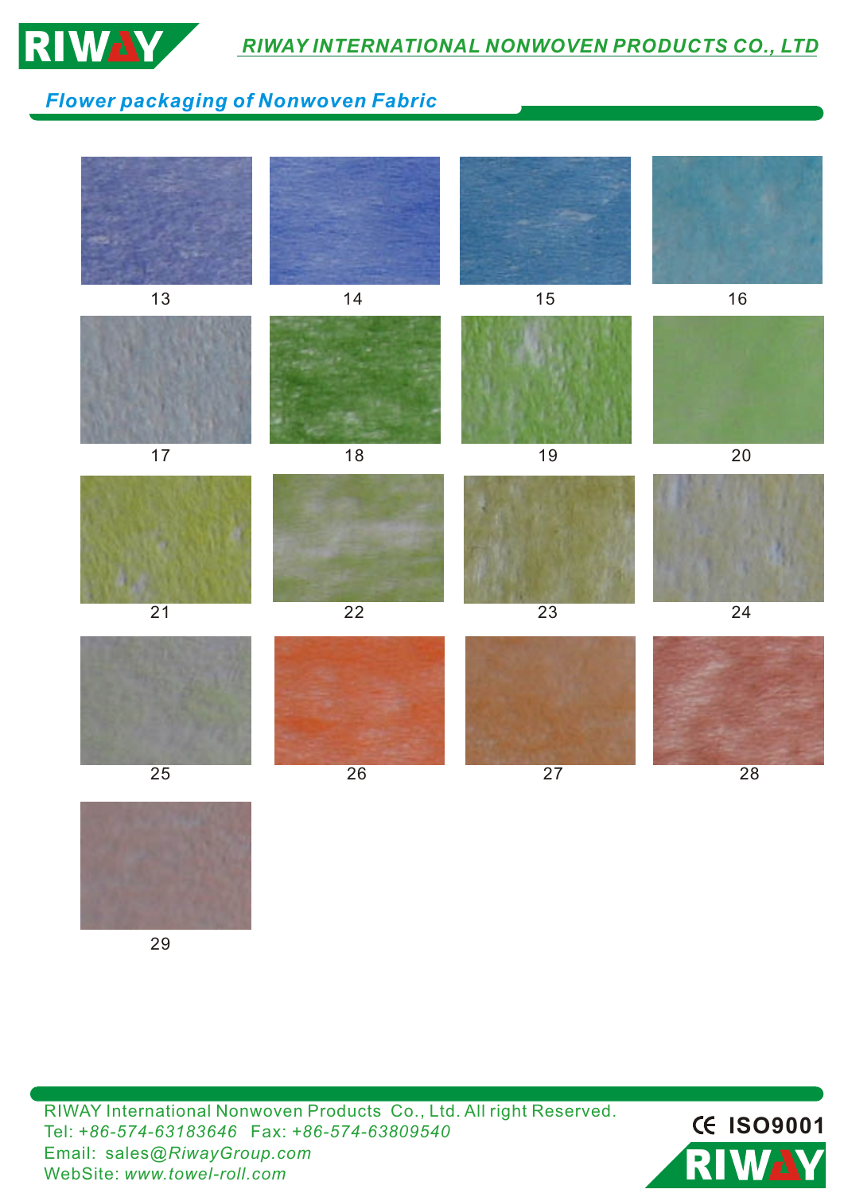## Flower packaging of Nonwoven Fabric

13

14

15

16

17

18

19

20

21

22

23

24

25

26

27

28

29

RIWAY International Nonwoven Products Co., Ltd. All right Reserved.
Tel: +86-574-63183646 Fax: +86-574-63809540
Email: sales@RiwayGroup.com
WebSite: www.towel-roll.com

CE ISO9001